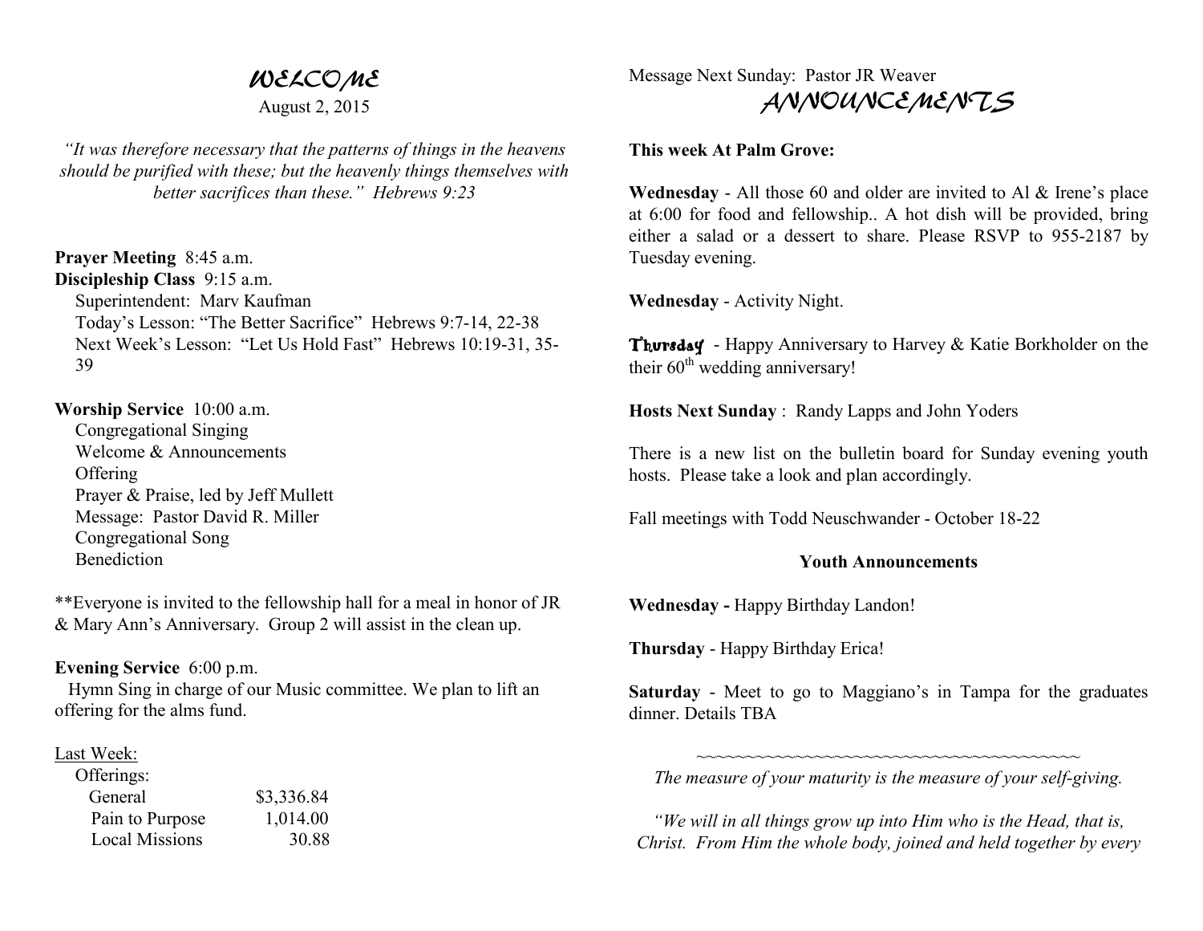# WELCOME

August 2, 2015

*"It was therefore necessary that the patterns of things in the heavens should be purified with these; but the heavenly things themselves with better sacrifices than these." Hebrews 9:23*

**Prayer Meeting** 8:45 a.m.
**Discipleship Class** 9:15 a.m.
Superintendent: Marv Kaufman
Today's Lesson: "The Better Sacrifice" Hebrews 9:7-14, 22-38
Next Week's Lesson: "Let Us Hold Fast" Hebrews 10:19-31, 35-39

**Worship Service** 10:00 a.m.
Congregational Singing
Welcome & Announcements
Offering
Prayer & Praise, led by Jeff Mullett
Message: Pastor David R. Miller
Congregational Song
Benediction

**Everyone is invited to the fellowship hall for a meal in honor of JR & Mary Ann's Anniversary. Group 2 will assist in the clean up.

**Evening Service** 6:00 p.m.
Hymn Sing in charge of our Music committee. We plan to lift an offering for the alms fund.

Last Week:

| Offerings: | |
|---|---|
| General | $3,336.84 |
| Pain to Purpose | 1,014.00 |
| Local Missions | 30.88 |

Message Next Sunday: Pastor JR Weaver

# ANNOUNCEMENTS

**This week At Palm Grove:**

**Wednesday** - All those 60 and older are invited to Al & Irene's place at 6:00 for food and fellowship.. A hot dish will be provided, bring either a salad or a dessert to share. Please RSVP to 955-2187 by Tuesday evening.

**Wednesday** - Activity Night.

**Thursday** - Happy Anniversary to Harvey & Katie Borkholder on the their 60th wedding anniversary!

**Hosts Next Sunday** : Randy Lapps and John Yoders

There is a new list on the bulletin board for Sunday evening youth hosts. Please take a look and plan accordingly.

Fall meetings with Todd Neuschwander - October 18-22

**Youth Announcements**

**Wednesday -** Happy Birthday Landon!

**Thursday** - Happy Birthday Erica!

**Saturday** - Meet to go to Maggiano's in Tampa for the graduates dinner. Details TBA

~~~~~~~~~~~~~~~~~~~~~~~~~~~~~~~~~~~~~~~~

*The measure of your maturity is the measure of your self-giving.*

*"We will in all things grow up into Him who is the Head, that is, Christ. From Him the whole body, joined and held together by every*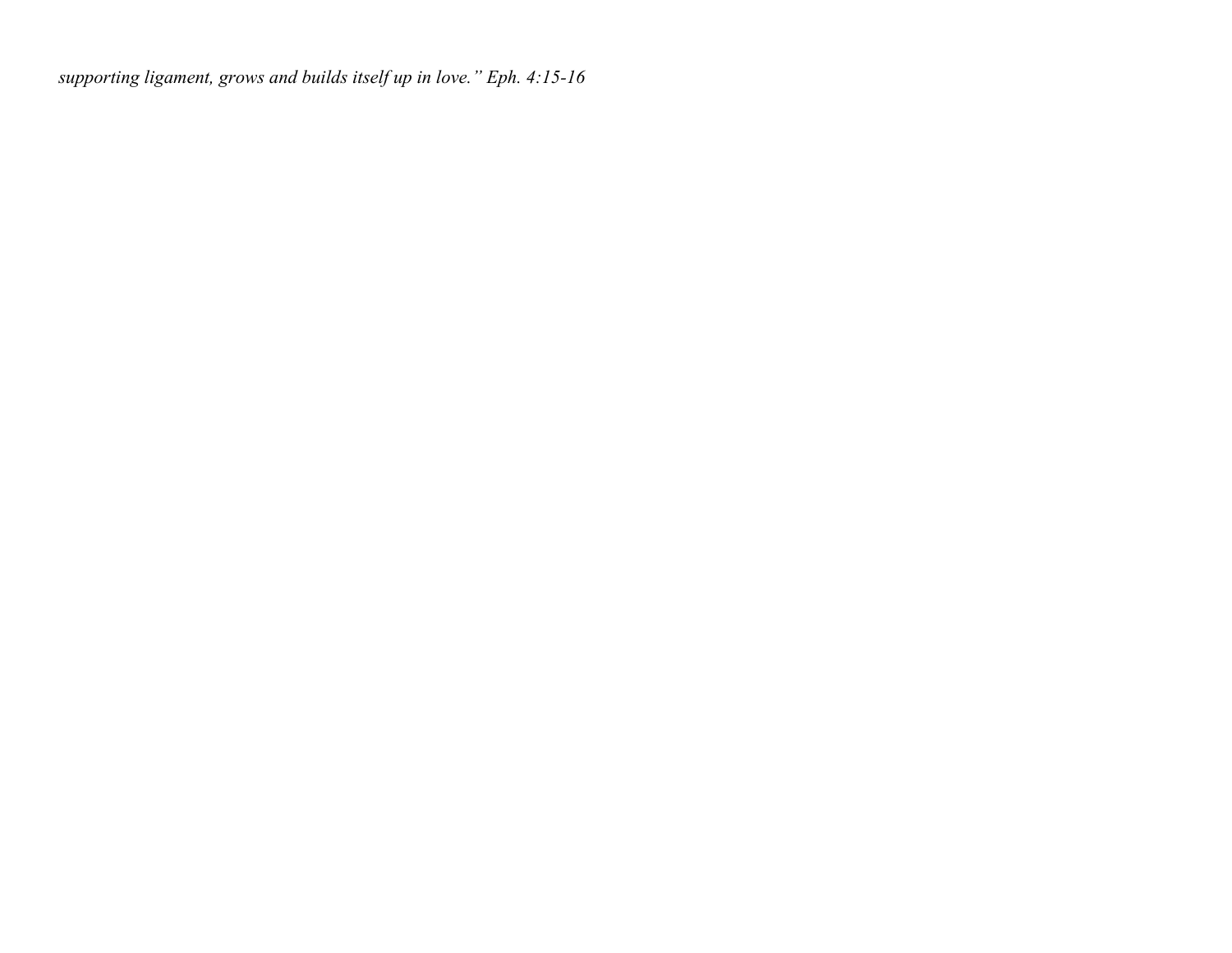*supporting ligament, grows and builds itself up in love." Eph. 4:15-16*